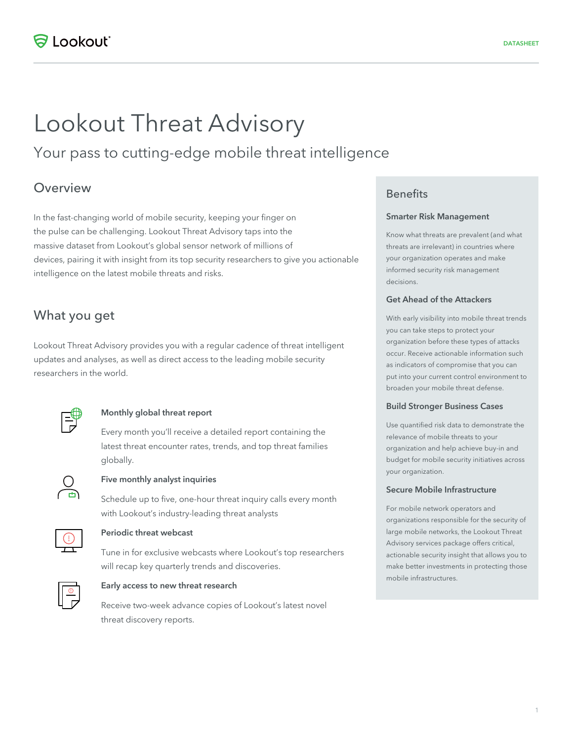# Lookout Threat Advisory

## Your pass to cutting-edge mobile threat intelligence

## Overview

In the fast-changing world of mobile security, keeping your finger on the pulse can be challenging. Lookout Threat Advisory taps into the massive dataset from Lookout's global sensor network of millions of devices, pairing it with insight from its top security researchers to give you actionable intelligence on the latest mobile threats and risks.

## What you get

Lookout Threat Advisory provides you with a regular cadence of threat intelligent updates and analyses, as well as direct access to the leading mobile security researchers in the world.

**Monthly global threat report**

Every month you'll receive a detailed report containing the latest threat encounter rates, trends, and top threat families globally.

**Five monthly analyst inquiries**

Schedule up to five, one-hour threat inquiry calls every month with Lookout's industry-leading threat analysts

**Periodic threat webcast**

Tune in for exclusive webcasts where Lookout's top researchers will recap key quarterly trends and discoveries.

**Early access to new threat research**

Receive two-week advance copies of Lookout's latest novel threat discovery reports.

## Benefits

### Smarter Risk Management

Know what threats are prevalent (and what threats are irrelevant) in countries where your organization operates and make informed security risk management decisions.

### Get Ahead of the Attackers

With early visibility into mobile threat trends you can take steps to protect your organization before these types of attacks occur. Receive actionable information such as indicators of compromise that you can put into your current control environment to broaden your mobile threat defense.

### Build Stronger Business Cases

Use quantified risk data to demonstrate the relevance of mobile threats to your organization and help achieve buy-in and budget for mobile security initiatives across your organization.

### Secure Mobile Infrastructure

For mobile network operators and organizations responsible for the security of large mobile networks, the Lookout Threat Advisory services package offers critical, actionable security insight that allows you to make better investments in protecting those mobile infrastructures.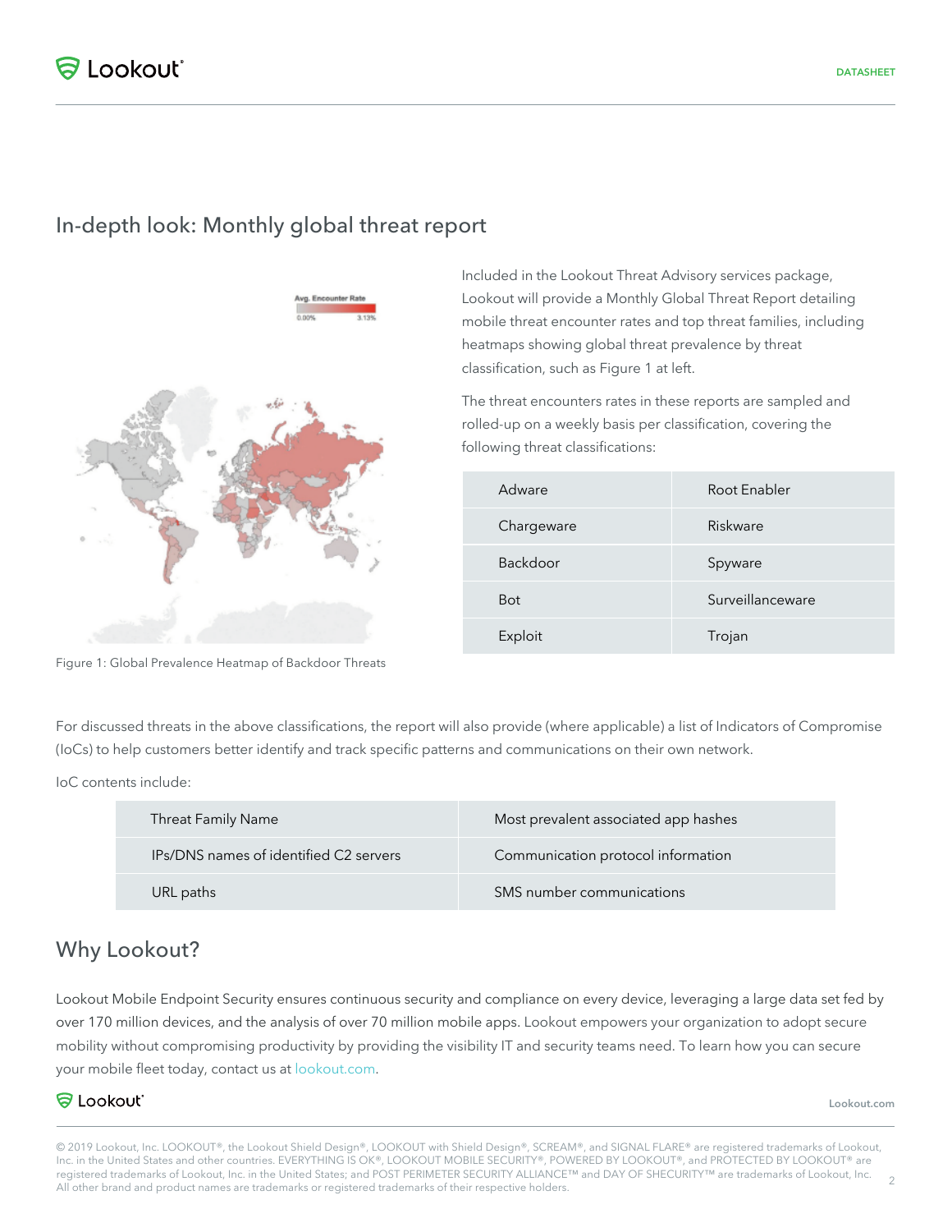## In-depth look: Monthly global threat report

Avg. Encounter Rate

0.00%

3.13%

Figure 1: Global Prevalence Heatmap of Backdoor Threats

Included in the Lookout Threat Advisory services package, Lookout will provide a Monthly Global Threat Report detailing mobile threat encounter rates and top threat families, including heatmaps showing global threat prevalence by threat classification, such as Figure 1 at left.

The threat encounters rates in these reports are sampled and rolled-up on a weekly basis per classification, covering the following threat classifications:

| | |
|---|---|
| Adware | Root Enabler |
| Chargeware | Riskware |
| Backdoor | Spyware |
| Bot | Surveillanceware |
| Exploit | Trojan |

For discussed threats in the above classifications, the report will also provide (where applicable) a list of Indicators of Compromise (IoCs) to help customers better identify and track specific patterns and communications on their own network.

IoC contents include:

| | |
|---|---|
| Threat Family Name | Most prevalent associated app hashes |
| IPs/DNS names of identified C2 servers | Communication protocol information |
| URL paths | SMS number communications |

## Why Lookout?

Lookout Mobile Endpoint Security ensures continuous security and compliance on every device, leveraging a large data set fed by over 170 million devices, and the analysis of over 70 million mobile apps. Lookout empowers your organization to adopt secure mobility without compromising productivity by providing the visibility IT and security teams need. To learn how you can secure your mobile fleet today, contact us at lookout.com.

© 2019 Lookout, Inc. LOOKOUT®, the Lookout Shield Design®, LOOKOUT with Shield Design®, SCREAM®, and SIGNAL FLARE® are registered trademarks of Lookout, Inc. in the United States and other countries. EVERYTHING IS OK®, LOOKOUT MOBILE SECURITY®, POWERED BY LOOKOUT®, and PROTECTED BY LOOKOUT® are registered trademarks of Lookout, Inc. in the United States; and POST PERIMETER SECURITY ALLIANCE™ and DAY OF SHECURITY™ are trademarks of Lookout, Inc. All other brand and product names are trademarks or registered trademarks of their respective holders.